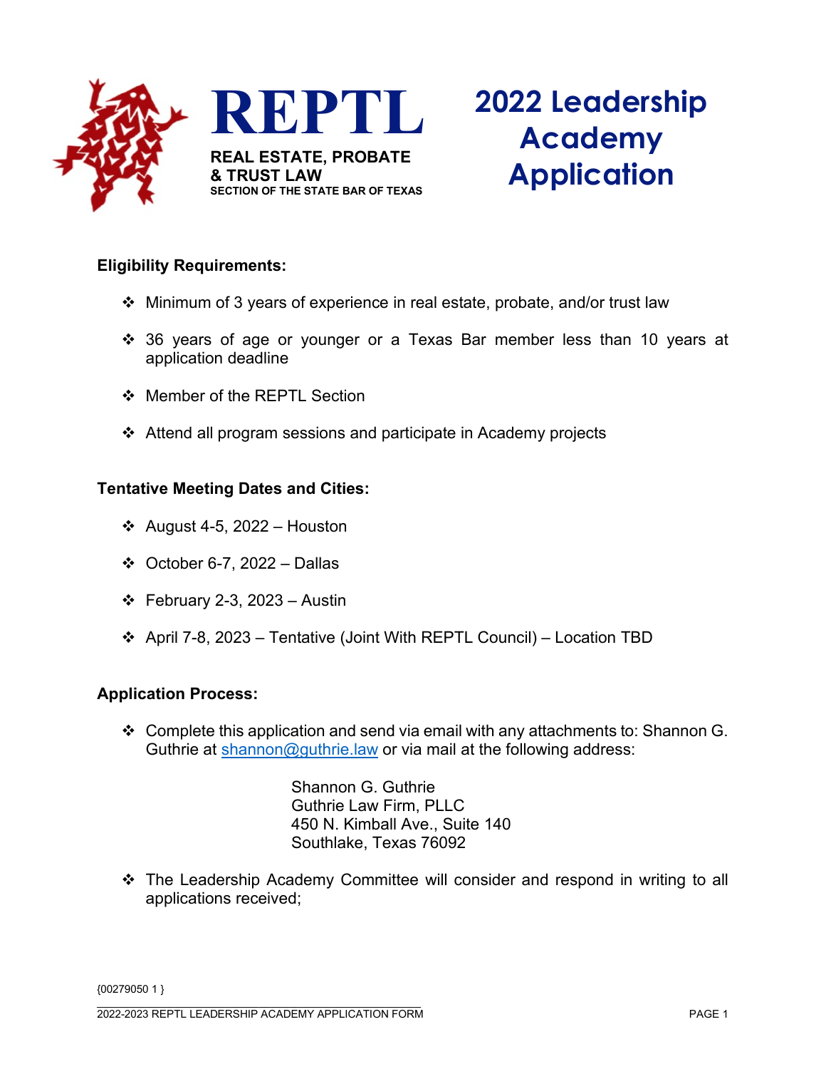# REPTL

**REAL ESTATE, PROBATE & TRUST LAW**
**SECTION OF THE STATE BAR OF TEXAS**

# 2022 Leadership Academy Application

**Eligibility Requirements:**

- Minimum of 3 years of experience in real estate, probate, and/or trust law
- 36 years of age or younger or a Texas Bar member less than 10 years at application deadline
- Member of the REPTL Section
- Attend all program sessions and participate in Academy projects

**Tentative Meeting Dates and Cities:**

- August 4-5, 2022 – Houston
- October 6-7, 2022 – Dallas
- February 2-3, 2023 – Austin
- April 7-8, 2023 – Tentative (Joint With REPTL Council) – Location TBD

**Application Process:**

- Complete this application and send via email with any attachments to: Shannon G. Guthrie at shannon@guthrie.law or via mail at the following address:

  Shannon G. Guthrie
  Guthrie Law Firm, PLLC
  450 N. Kimball Ave., Suite 140
  Southlake, Texas 76092

- The Leadership Academy Committee will consider and respond in writing to all applications received;

{00279050 1 }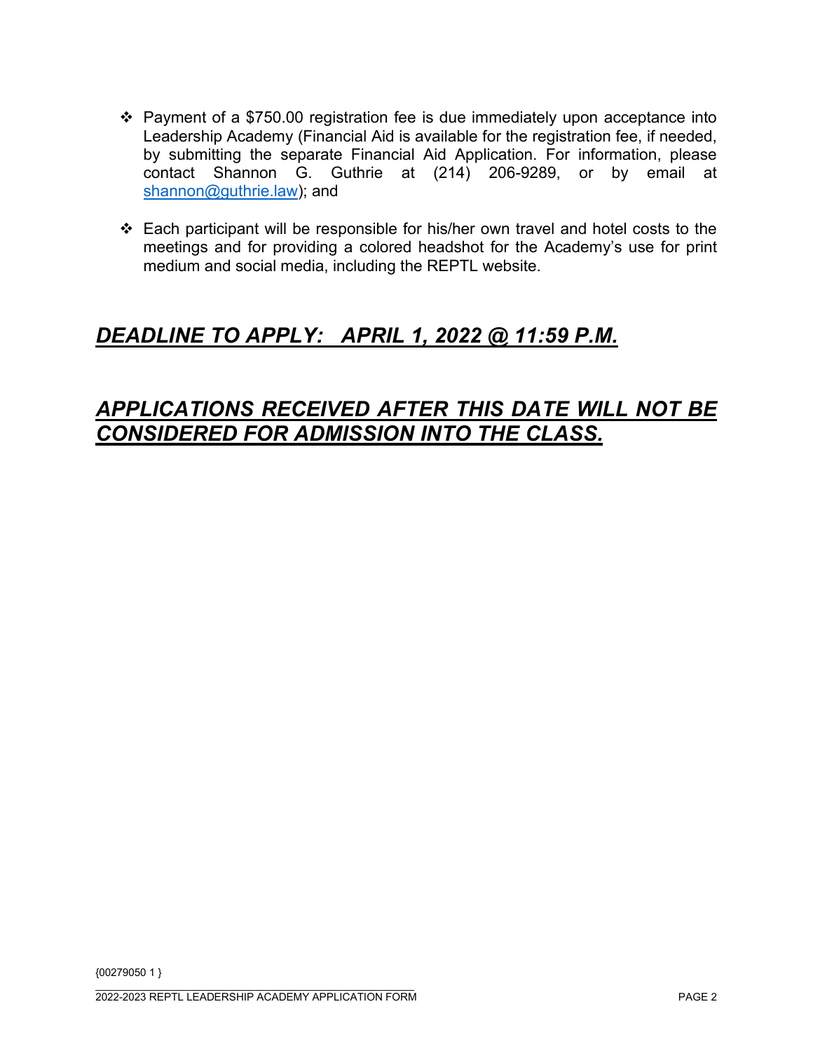- Payment of a $750.00 registration fee is due immediately upon acceptance into Leadership Academy (Financial Aid is available for the registration fee, if needed, by submitting the separate Financial Aid Application. For information, please contact Shannon G. Guthrie at (214) 206-9289, or by email at shannon@guthrie.law); and

- Each participant will be responsible for his/her own travel and hotel costs to the meetings and for providing a colored headshot for the Academy's use for print medium and social media, including the REPTL website.

## ***DEADLINE TO APPLY: APRIL 1, 2022 @ 11:59 P.M.***

## ***APPLICATIONS RECEIVED AFTER THIS DATE WILL NOT BE CONSIDERED FOR ADMISSION INTO THE CLASS.***

{00279050 1 }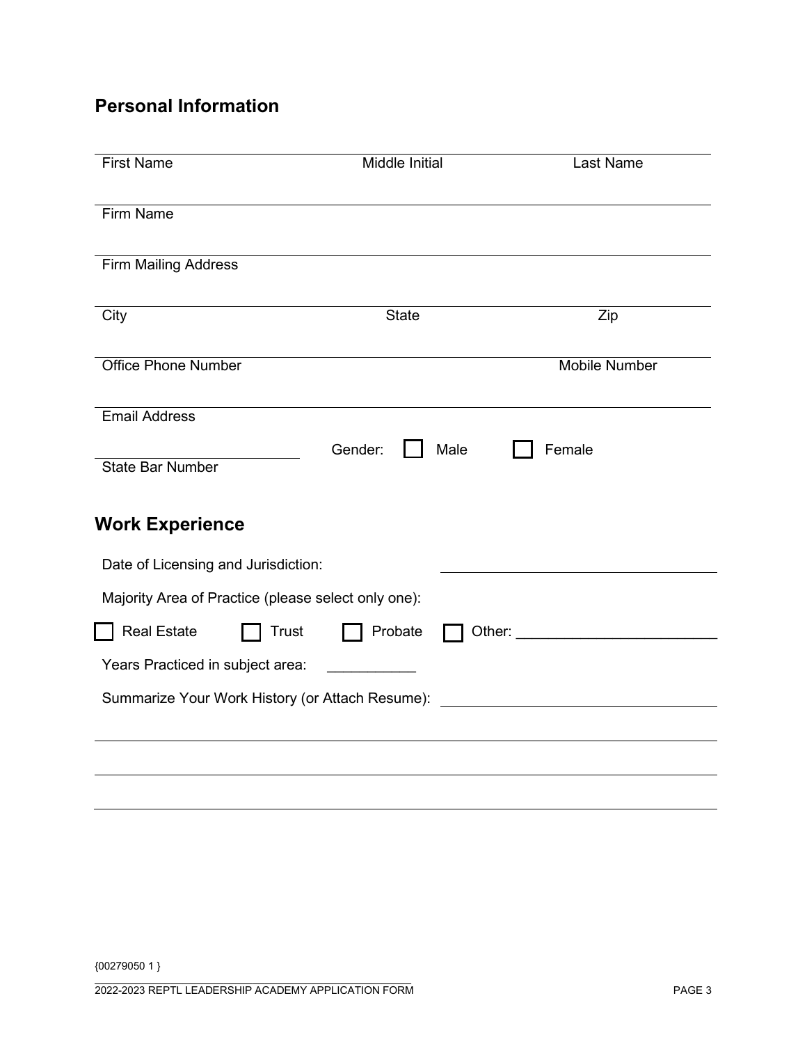## Personal Information

First Name | Middle Initial | Last Name

Firm Name

Firm Mailing Address

City | State | Zip

Office Phone Number | Mobile Number

Email Address

State Bar Number

Gender: ☐ Male ☐ Female

## Work Experience

Date of Licensing and Jurisdiction: ______________________________

Majority Area of Practice (please select only one):

☐ Real Estate ☐ Trust ☐ Probate ☐ Other: ________________________

Years Practiced in subject area: ___________

Summarize Your Work History (or Attach Resume): ______________________________

______________________________________________________________________

______________________________________________________________________

______________________________________________________________________

{00279050 1 }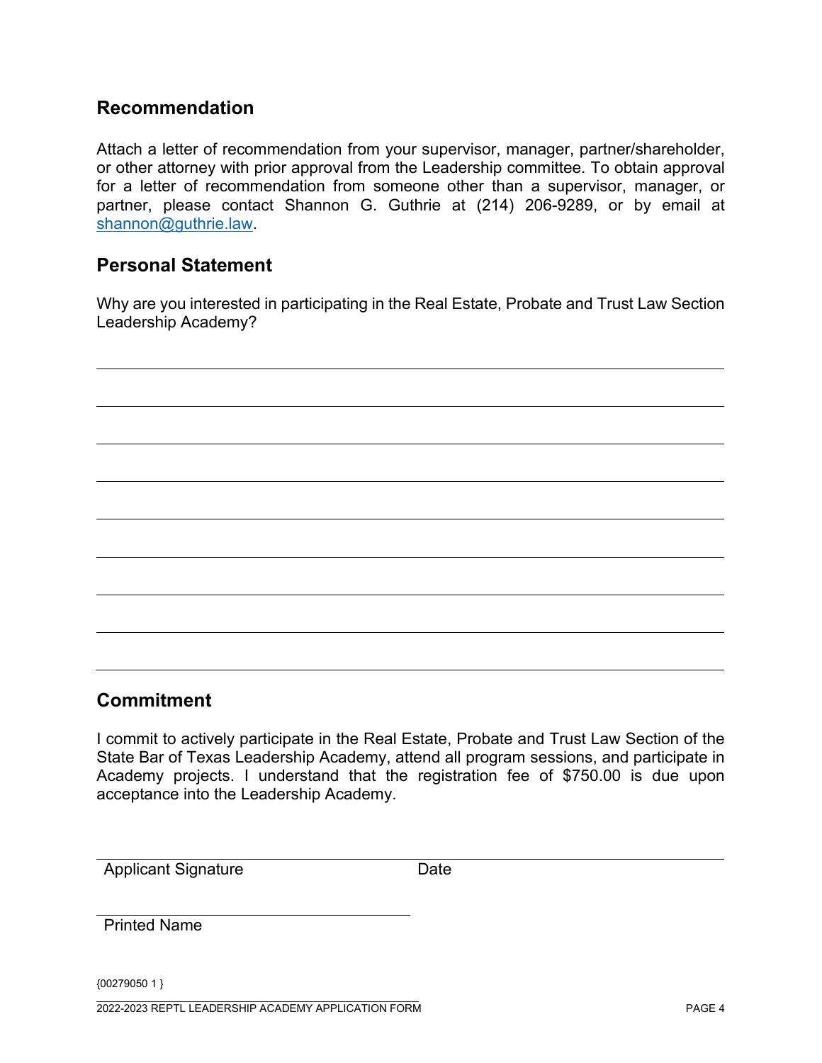## Recommendation

Attach a letter of recommendation from your supervisor, manager, partner/shareholder, or other attorney with prior approval from the Leadership committee. To obtain approval for a letter of recommendation from someone other than a supervisor, manager, or partner, please contact Shannon G. Guthrie at (214) 206-9289, or by email at shannon@guthrie.law.

## Personal Statement

Why are you interested in participating in the Real Estate, Probate and Trust Law Section Leadership Academy?

\_\_\_\_\_\_\_\_\_\_\_\_\_\_\_\_\_\_\_\_\_\_\_\_\_\_\_\_\_\_\_\_\_\_\_\_\_\_\_\_\_\_\_\_\_\_\_\_\_\_\_\_\_\_\_\_\_\_\_\_\_\_\_\_\_\_\_\_\_\_\_\_\_\_\_\_

\_\_\_\_\_\_\_\_\_\_\_\_\_\_\_\_\_\_\_\_\_\_\_\_\_\_\_\_\_\_\_\_\_\_\_\_\_\_\_\_\_\_\_\_\_\_\_\_\_\_\_\_\_\_\_\_\_\_\_\_\_\_\_\_\_\_\_\_\_\_\_\_\_\_\_\_

\_\_\_\_\_\_\_\_\_\_\_\_\_\_\_\_\_\_\_\_\_\_\_\_\_\_\_\_\_\_\_\_\_\_\_\_\_\_\_\_\_\_\_\_\_\_\_\_\_\_\_\_\_\_\_\_\_\_\_\_\_\_\_\_\_\_\_\_\_\_\_\_\_\_\_\_

\_\_\_\_\_\_\_\_\_\_\_\_\_\_\_\_\_\_\_\_\_\_\_\_\_\_\_\_\_\_\_\_\_\_\_\_\_\_\_\_\_\_\_\_\_\_\_\_\_\_\_\_\_\_\_\_\_\_\_\_\_\_\_\_\_\_\_\_\_\_\_\_\_\_\_\_

\_\_\_\_\_\_\_\_\_\_\_\_\_\_\_\_\_\_\_\_\_\_\_\_\_\_\_\_\_\_\_\_\_\_\_\_\_\_\_\_\_\_\_\_\_\_\_\_\_\_\_\_\_\_\_\_\_\_\_\_\_\_\_\_\_\_\_\_\_\_\_\_\_\_\_\_

\_\_\_\_\_\_\_\_\_\_\_\_\_\_\_\_\_\_\_\_\_\_\_\_\_\_\_\_\_\_\_\_\_\_\_\_\_\_\_\_\_\_\_\_\_\_\_\_\_\_\_\_\_\_\_\_\_\_\_\_\_\_\_\_\_\_\_\_\_\_\_\_\_\_\_\_

\_\_\_\_\_\_\_\_\_\_\_\_\_\_\_\_\_\_\_\_\_\_\_\_\_\_\_\_\_\_\_\_\_\_\_\_\_\_\_\_\_\_\_\_\_\_\_\_\_\_\_\_\_\_\_\_\_\_\_\_\_\_\_\_\_\_\_\_\_\_\_\_\_\_\_\_

\_\_\_\_\_\_\_\_\_\_\_\_\_\_\_\_\_\_\_\_\_\_\_\_\_\_\_\_\_\_\_\_\_\_\_\_\_\_\_\_\_\_\_\_\_\_\_\_\_\_\_\_\_\_\_\_\_\_\_\_\_\_\_\_\_\_\_\_\_\_\_\_\_\_\_\_

## Commitment

I commit to actively participate in the Real Estate, Probate and Trust Law Section of the State Bar of Texas Leadership Academy, attend all program sessions, and participate in Academy projects. I understand that the registration fee of $750.00 is due upon acceptance into the Leadership Academy.

\_\_\_\_\_\_\_\_\_\_\_\_\_\_\_\_\_\_\_\_\_\_\_\_\_\_\_\_\_\_\_\_\_\_\_\_\_\_\_\_\_\_\_\_\_\_\_\_\_\_\_\_\_\_\_\_\_\_\_\_\_\_\_\_\_\_\_\_\_\_\_\_\_\_\_\_

Applicant Signature                                        Date

\_\_\_\_\_\_\_\_\_\_\_\_\_\_\_\_\_\_\_\_\_\_\_\_\_\_\_\_\_\_\_\_\_\_\_\_\_\_\_\_

Printed Name

{00279050 1 }